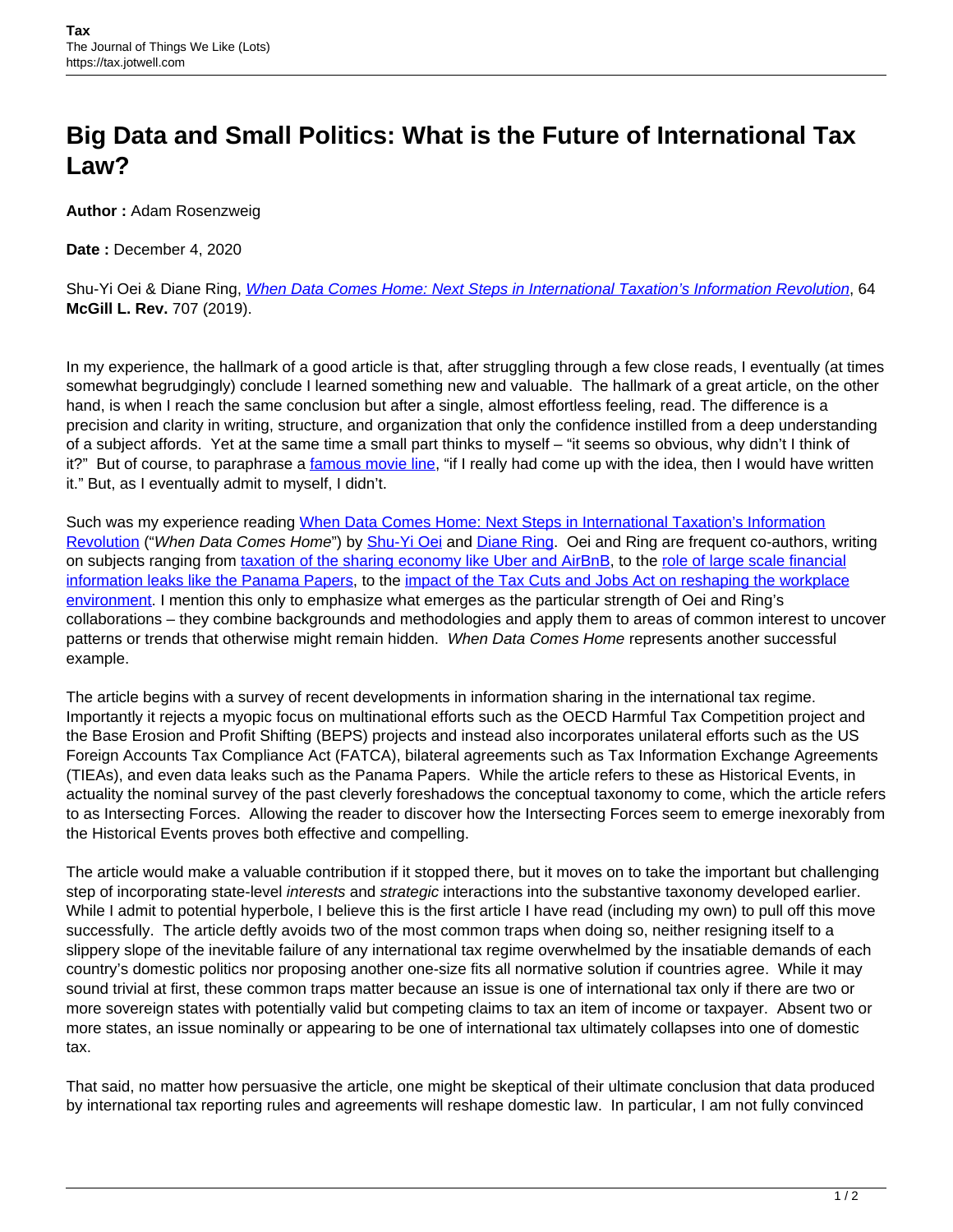# Big Data and Small Politics: What is the Future of International Tax Law?

**Author :** Adam Rosenzweig

**Date :** December 4, 2020

Shu-Yi Oei & Diane Ring, *When Data Comes Home: Next Steps in International Taxation's Information Revolution*, 64 **McGill L. Rev.** 707 (2019).

In my experience, the hallmark of a good article is that, after struggling through a few close reads, I eventually (at times somewhat begrudgingly) conclude I learned something new and valuable. The hallmark of a great article, on the other hand, is when I reach the same conclusion but after a single, almost effortless feeling, read. The difference is a precision and clarity in writing, structure, and organization that only the confidence instilled from a deep understanding of a subject affords. Yet at the same time a small part thinks to myself – "it seems so obvious, why didn't I think of it?" But of course, to paraphrase a famous movie line, "if I really had come up with the idea, then I would have written it." But, as I eventually admit to myself, I didn't.

Such was my experience reading When Data Comes Home: Next Steps in International Taxation's Information Revolution ("*When Data Comes Home*") by Shu-Yi Oei and Diane Ring. Oei and Ring are frequent co-authors, writing on subjects ranging from taxation of the sharing economy like Uber and AirBnB, to the role of large scale financial information leaks like the Panama Papers, to the impact of the Tax Cuts and Jobs Act on reshaping the workplace environment. I mention this only to emphasize what emerges as the particular strength of Oei and Ring's collaborations – they combine backgrounds and methodologies and apply them to areas of common interest to uncover patterns or trends that otherwise might remain hidden. *When Data Comes Home* represents another successful example.

The article begins with a survey of recent developments in information sharing in the international tax regime. Importantly it rejects a myopic focus on multinational efforts such as the OECD Harmful Tax Competition project and the Base Erosion and Profit Shifting (BEPS) projects and instead also incorporates unilateral efforts such as the US Foreign Accounts Tax Compliance Act (FATCA), bilateral agreements such as Tax Information Exchange Agreements (TIEAs), and even data leaks such as the Panama Papers. While the article refers to these as Historical Events, in actuality the nominal survey of the past cleverly foreshadows the conceptual taxonomy to come, which the article refers to as Intersecting Forces. Allowing the reader to discover how the Intersecting Forces seem to emerge inexorably from the Historical Events proves both effective and compelling.

The article would make a valuable contribution if it stopped there, but it moves on to take the important but challenging step of incorporating state-level *interests* and *strategic* interactions into the substantive taxonomy developed earlier. While I admit to potential hyperbole, I believe this is the first article I have read (including my own) to pull off this move successfully. The article deftly avoids two of the most common traps when doing so, neither resigning itself to a slippery slope of the inevitable failure of any international tax regime overwhelmed by the insatiable demands of each country's domestic politics nor proposing another one-size fits all normative solution if countries agree. While it may sound trivial at first, these common traps matter because an issue is one of international tax only if there are two or more sovereign states with potentially valid but competing claims to tax an item of income or taxpayer. Absent two or more states, an issue nominally or appearing to be one of international tax ultimately collapses into one of domestic tax.

That said, no matter how persuasive the article, one might be skeptical of their ultimate conclusion that data produced by international tax reporting rules and agreements will reshape domestic law. In particular, I am not fully convinced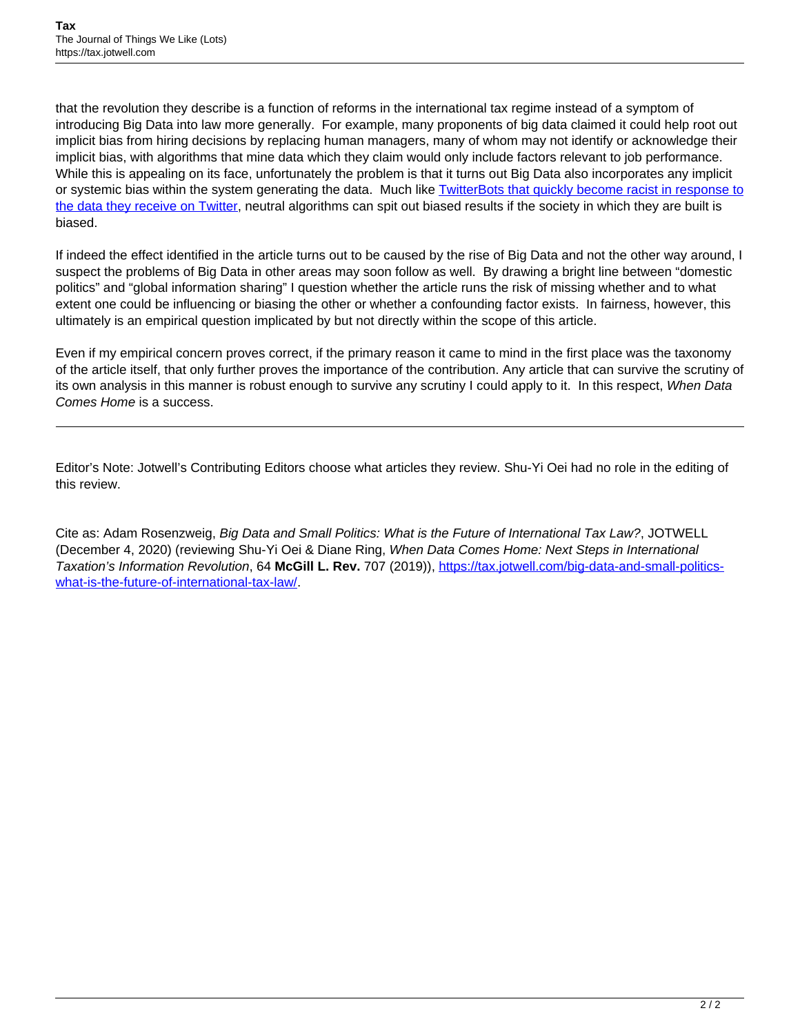that the revolution they describe is a function of reforms in the international tax regime instead of a symptom of introducing Big Data into law more generally. For example, many proponents of big data claimed it could help root out implicit bias from hiring decisions by replacing human managers, many of whom may not identify or acknowledge their implicit bias, with algorithms that mine data which they claim would only include factors relevant to job performance. While this is appealing on its face, unfortunately the problem is that it turns out Big Data also incorporates any implicit or systemic bias within the system generating the data. Much like [TwitterBots that quickly become racist in response to the data they receive on Twitter](), neutral algorithms can spit out biased results if the society in which they are built is biased.

If indeed the effect identified in the article turns out to be caused by the rise of Big Data and not the other way around, I suspect the problems of Big Data in other areas may soon follow as well. By drawing a bright line between "domestic politics" and "global information sharing" I question whether the article runs the risk of missing whether and to what extent one could be influencing or biasing the other or whether a confounding factor exists. In fairness, however, this ultimately is an empirical question implicated by but not directly within the scope of this article.

Even if my empirical concern proves correct, if the primary reason it came to mind in the first place was the taxonomy of the article itself, that only further proves the importance of the contribution. Any article that can survive the scrutiny of its own analysis in this manner is robust enough to survive any scrutiny I could apply to it. In this respect, *When Data Comes Home* is a success.

---

Editor's Note: Jotwell's Contributing Editors choose what articles they review. Shu-Yi Oei had no role in the editing of this review.

Cite as: Adam Rosenzweig, *Big Data and Small Politics: What is the Future of International Tax Law?*, JOTWELL (December 4, 2020) (reviewing Shu-Yi Oei & Diane Ring, *When Data Comes Home: Next Steps in International Taxation's Information Revolution*, 64 **McGill L. Rev.** 707 (2019)), https://tax.jotwell.com/big-data-and-small-politics-what-is-the-future-of-international-tax-law/.